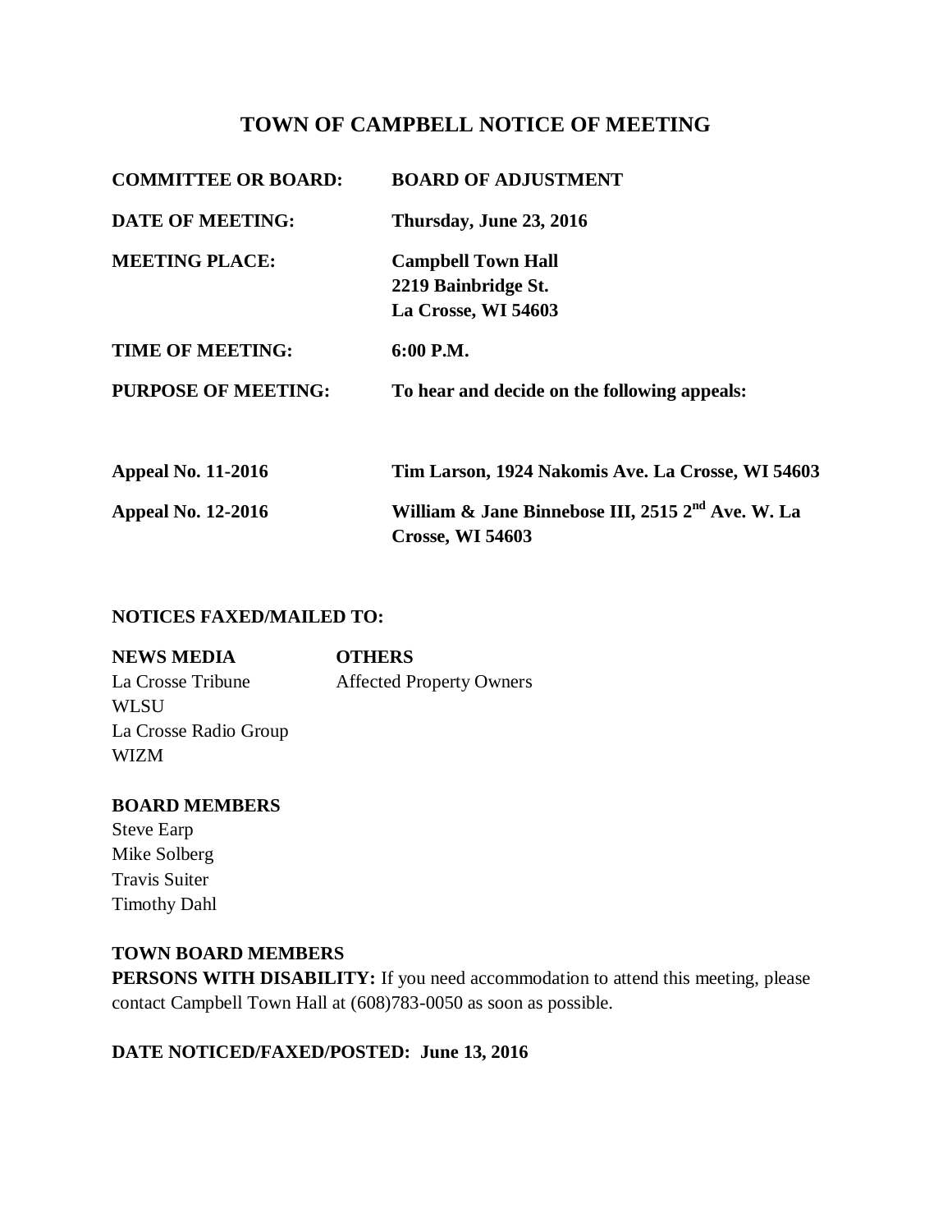# TOWN OF CAMPBELL NOTICE OF MEETING

| | |
|---|---|
| **COMMITTEE OR BOARD:** | **BOARD OF ADJUSTMENT** |
| **DATE OF MEETING:** | **Thursday, June 23, 2016** |
| **MEETING PLACE:** | **Campbell Town Hall**<br>**2219 Bainbridge St.**<br>**La Crosse, WI 54603** |
| **TIME OF MEETING:** | **6:00 P.M.** |
| **PURPOSE OF MEETING:** | **To hear and decide on the following appeals:** |
| **Appeal No. 11-2016** | **Tim Larson, 1924 Nakomis Ave. La Crosse, WI 54603** |
| **Appeal No. 12-2016** | **William & Jane Binnebose III, 2515 2nd Ave. W. La Crosse, WI 54603** |

**NOTICES FAXED/MAILED TO:**

**NEWS MEDIA**
La Crosse Tribune
WLSU
La Crosse Radio Group
WIZM

**OTHERS**
Affected Property Owners

**BOARD MEMBERS**
Steve Earp
Mike Solberg
Travis Suiter
Timothy Dahl

**TOWN BOARD MEMBERS**

**PERSONS WITH DISABILITY:** If you need accommodation to attend this meeting, please contact Campbell Town Hall at (608)783-0050 as soon as possible.

**DATE NOTICED/FAXED/POSTED: June 13, 2016**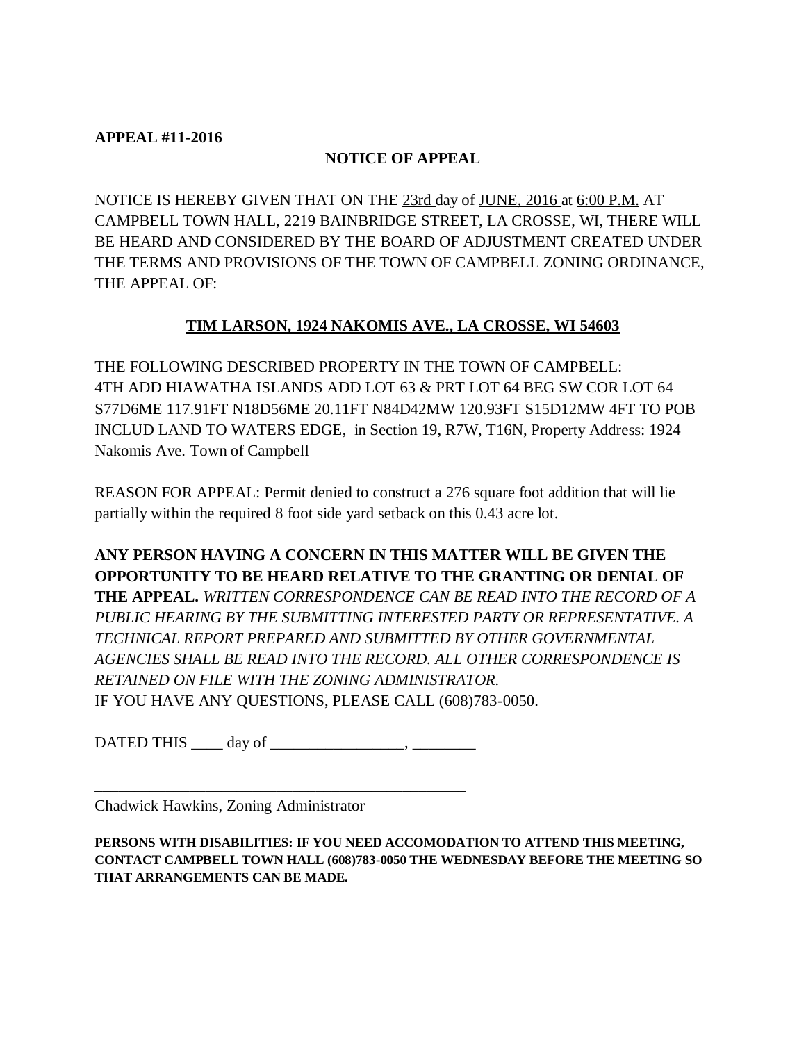**APPEAL #11-2016**

**NOTICE OF APPEAL**

NOTICE IS HEREBY GIVEN THAT ON THE 23rd day of JUNE, 2016 at 6:00 P.M. AT CAMPBELL TOWN HALL, 2219 BAINBRIDGE STREET, LA CROSSE, WI, THERE WILL BE HEARD AND CONSIDERED BY THE BOARD OF ADJUSTMENT CREATED UNDER THE TERMS AND PROVISIONS OF THE TOWN OF CAMPBELL ZONING ORDINANCE, THE APPEAL OF:

**TIM LARSON, 1924 NAKOMIS AVE., LA CROSSE, WI 54603**

THE FOLLOWING DESCRIBED PROPERTY IN THE TOWN OF CAMPBELL:
4TH ADD HIAWATHA ISLANDS ADD LOT 63 & PRT LOT 64 BEG SW COR LOT 64 S77D6ME 117.91FT N18D56ME 20.11FT N84D42MW 120.93FT S15D12MW 4FT TO POB INCLUD LAND TO WATERS EDGE, in Section 19, R7W, T16N, Property Address: 1924 Nakomis Ave. Town of Campbell

REASON FOR APPEAL: Permit denied to construct a 276 square foot addition that will lie partially within the required 8 foot side yard setback on this 0.43 acre lot.

**ANY PERSON HAVING A CONCERN IN THIS MATTER WILL BE GIVEN THE OPPORTUNITY TO BE HEARD RELATIVE TO THE GRANTING OR DENIAL OF THE APPEAL.** *WRITTEN CORRESPONDENCE CAN BE READ INTO THE RECORD OF A PUBLIC HEARING BY THE SUBMITTING INTERESTED PARTY OR REPRESENTATIVE. A TECHNICAL REPORT PREPARED AND SUBMITTED BY OTHER GOVERNMENTAL AGENCIES SHALL BE READ INTO THE RECORD. ALL OTHER CORRESPONDENCE IS RETAINED ON FILE WITH THE ZONING ADMINISTRATOR.*
IF YOU HAVE ANY QUESTIONS, PLEASE CALL (608)783-0050.

DATED THIS ____ day of _________________, ________

_________________________________________________
Chadwick Hawkins, Zoning Administrator

**PERSONS WITH DISABILITIES: IF YOU NEED ACCOMODATION TO ATTEND THIS MEETING, CONTACT CAMPBELL TOWN HALL (608)783-0050 THE WEDNESDAY BEFORE THE MEETING SO THAT ARRANGEMENTS CAN BE MADE.**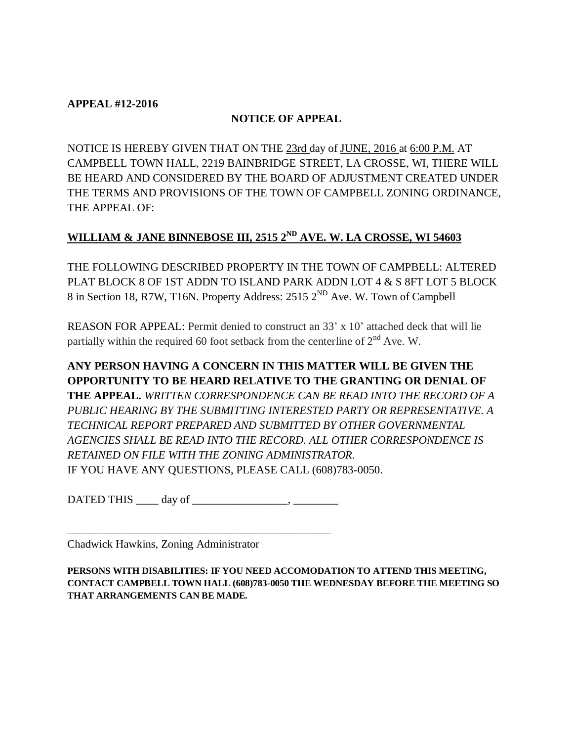**APPEAL #12-2016**

**NOTICE OF APPEAL**

NOTICE IS HEREBY GIVEN THAT ON THE 23rd day of JUNE, 2016 at 6:00 P.M. AT CAMPBELL TOWN HALL, 2219 BAINBRIDGE STREET, LA CROSSE, WI, THERE WILL BE HEARD AND CONSIDERED BY THE BOARD OF ADJUSTMENT CREATED UNDER THE TERMS AND PROVISIONS OF THE TOWN OF CAMPBELL ZONING ORDINANCE, THE APPEAL OF:

**WILLIAM & JANE BINNEBOSE III, 2515 2ND AVE. W. LA CROSSE, WI 54603**

THE FOLLOWING DESCRIBED PROPERTY IN THE TOWN OF CAMPBELL: ALTERED PLAT BLOCK 8 OF 1ST ADDN TO ISLAND PARK ADDN LOT 4 & S 8FT LOT 5 BLOCK 8 in Section 18, R7W, T16N. Property Address: 2515 2ND Ave. W. Town of Campbell

REASON FOR APPEAL: Permit denied to construct an 33' x 10' attached deck that will lie partially within the required 60 foot setback from the centerline of 2nd Ave. W.

**ANY PERSON HAVING A CONCERN IN THIS MATTER WILL BE GIVEN THE OPPORTUNITY TO BE HEARD RELATIVE TO THE GRANTING OR DENIAL OF THE APPEAL.** *WRITTEN CORRESPONDENCE CAN BE READ INTO THE RECORD OF A PUBLIC HEARING BY THE SUBMITTING INTERESTED PARTY OR REPRESENTATIVE. A TECHNICAL REPORT PREPARED AND SUBMITTED BY OTHER GOVERNMENTAL AGENCIES SHALL BE READ INTO THE RECORD. ALL OTHER CORRESPONDENCE IS RETAINED ON FILE WITH THE ZONING ADMINISTRATOR.*
IF YOU HAVE ANY QUESTIONS, PLEASE CALL (608)783-0050.

DATED THIS ____ day of _________________, ________

_______________________________________________
Chadwick Hawkins, Zoning Administrator

**PERSONS WITH DISABILITIES: IF YOU NEED ACCOMODATION TO ATTEND THIS MEETING, CONTACT CAMPBELL TOWN HALL (608)783-0050 THE WEDNESDAY BEFORE THE MEETING SO THAT ARRANGEMENTS CAN BE MADE.**